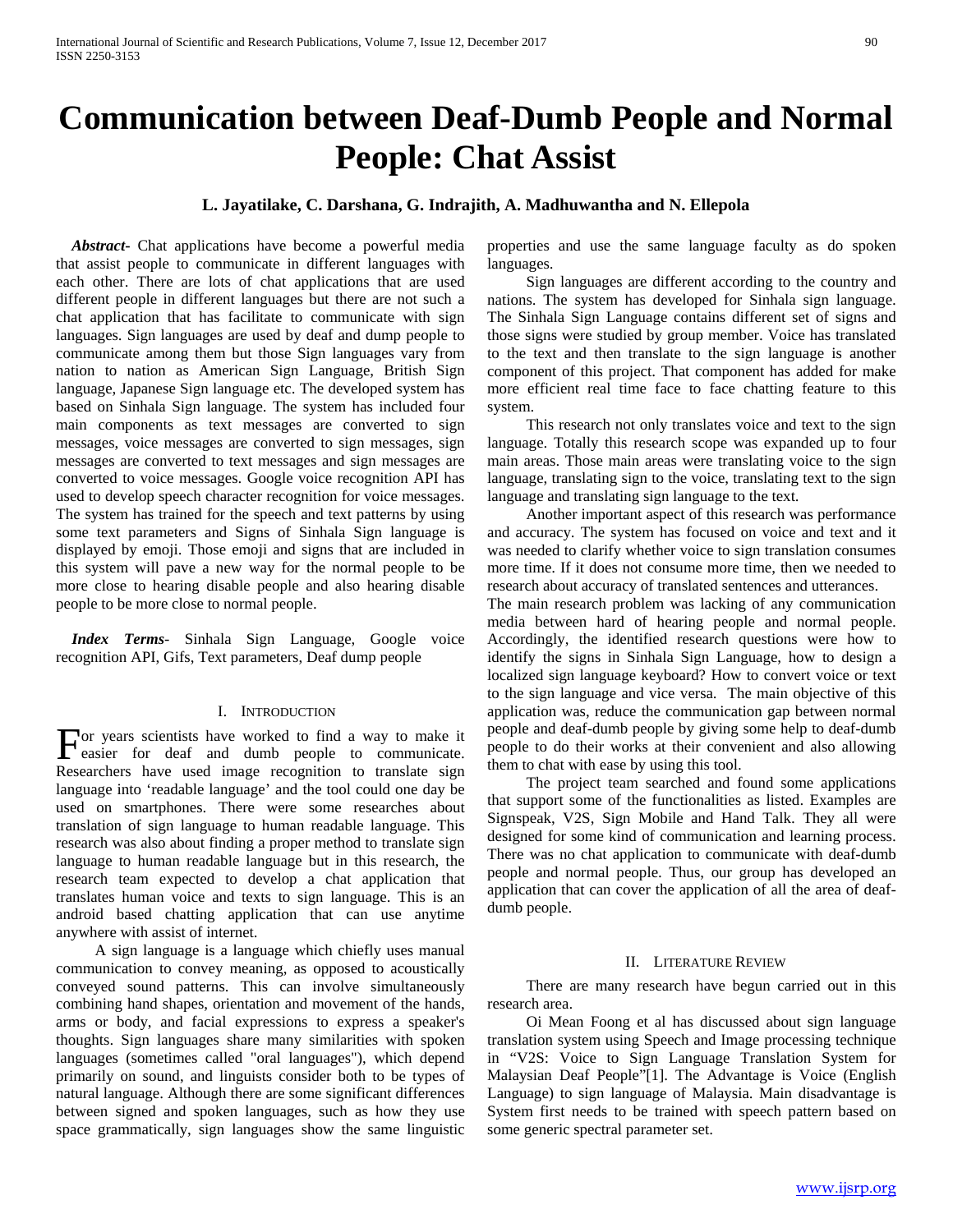# Communication between Deaf-Dumb People and Normal People: Chat Assist

**L. Jayatilake, C. Darshana, G. Indrajith, A. Madhuwantha and N. Ellepola**

***Abstract-*** Chat applications have become a powerful media that assist people to communicate in different languages with each other. There are lots of chat applications that are used different people in different languages but there are not such a chat application that has facilitate to communicate with sign languages. Sign languages are used by deaf and dump people to communicate among them but those Sign languages vary from nation to nation as American Sign Language, British Sign language, Japanese Sign language etc. The developed system has based on Sinhala Sign language. The system has included four main components as text messages are converted to sign messages, voice messages are converted to sign messages, sign messages are converted to text messages and sign messages are converted to voice messages. Google voice recognition API has used to develop speech character recognition for voice messages. The system has trained for the speech and text patterns by using some text parameters and Signs of Sinhala Sign language is displayed by emoji. Those emoji and signs that are included in this system will pave a new way for the normal people to be more close to hearing disable people and also hearing disable people to be more close to normal people.

***Index Terms-*** Sinhala Sign Language, Google voice recognition API, Gifs, Text parameters, Deaf dump people

## I. Introduction

For years scientists have worked to find a way to make it easier for deaf and dumb people to communicate. Researchers have used image recognition to translate sign language into 'readable language' and the tool could one day be used on smartphones. There were some researches about translation of sign language to human readable language. This research was also about finding a proper method to translate sign language to human readable language but in this research, the research team expected to develop a chat application that translates human voice and texts to sign language. This is an android based chatting application that can use anytime anywhere with assist of internet.

A sign language is a language which chiefly uses manual communication to convey meaning, as opposed to acoustically conveyed sound patterns. This can involve simultaneously combining hand shapes, orientation and movement of the hands, arms or body, and facial expressions to express a speaker's thoughts. Sign languages share many similarities with spoken languages (sometimes called "oral languages"), which depend primarily on sound, and linguists consider both to be types of natural language. Although there are some significant differences between signed and spoken languages, such as how they use space grammatically, sign languages show the same linguistic properties and use the same language faculty as do spoken languages.

Sign languages are different according to the country and nations. The system has developed for Sinhala sign language. The Sinhala Sign Language contains different set of signs and those signs were studied by group member. Voice has translated to the text and then translate to the sign language is another component of this project. That component has added for make more efficient real time face to face chatting feature to this system.

This research not only translates voice and text to the sign language. Totally this research scope was expanded up to four main areas. Those main areas were translating voice to the sign language, translating sign to the voice, translating text to the sign language and translating sign language to the text.

Another important aspect of this research was performance and accuracy. The system has focused on voice and text and it was needed to clarify whether voice to sign translation consumes more time. If it does not consume more time, then we needed to research about accuracy of translated sentences and utterances.

The main research problem was lacking of any communication media between hard of hearing people and normal people. Accordingly, the identified research questions were how to identify the signs in Sinhala Sign Language, how to design a localized sign language keyboard? How to convert voice or text to the sign language and vice versa. The main objective of this application was, reduce the communication gap between normal people and deaf-dumb people by giving some help to deaf-dumb people to do their works at their convenient and also allowing them to chat with ease by using this tool.

The project team searched and found some applications that support some of the functionalities as listed. Examples are Signspeak, V2S, Sign Mobile and Hand Talk. They all were designed for some kind of communication and learning process. There was no chat application to communicate with deaf-dumb people and normal people. Thus, our group has developed an application that can cover the application of all the area of deaf-dumb people.

## II. Literature Review

There are many research have begun carried out in this research area.

Oi Mean Foong et al has discussed about sign language translation system using Speech and Image processing technique in "V2S: Voice to Sign Language Translation System for Malaysian Deaf People"[1]. The Advantage is Voice (English Language) to sign language of Malaysia. Main disadvantage is System first needs to be trained with speech pattern based on some generic spectral parameter set.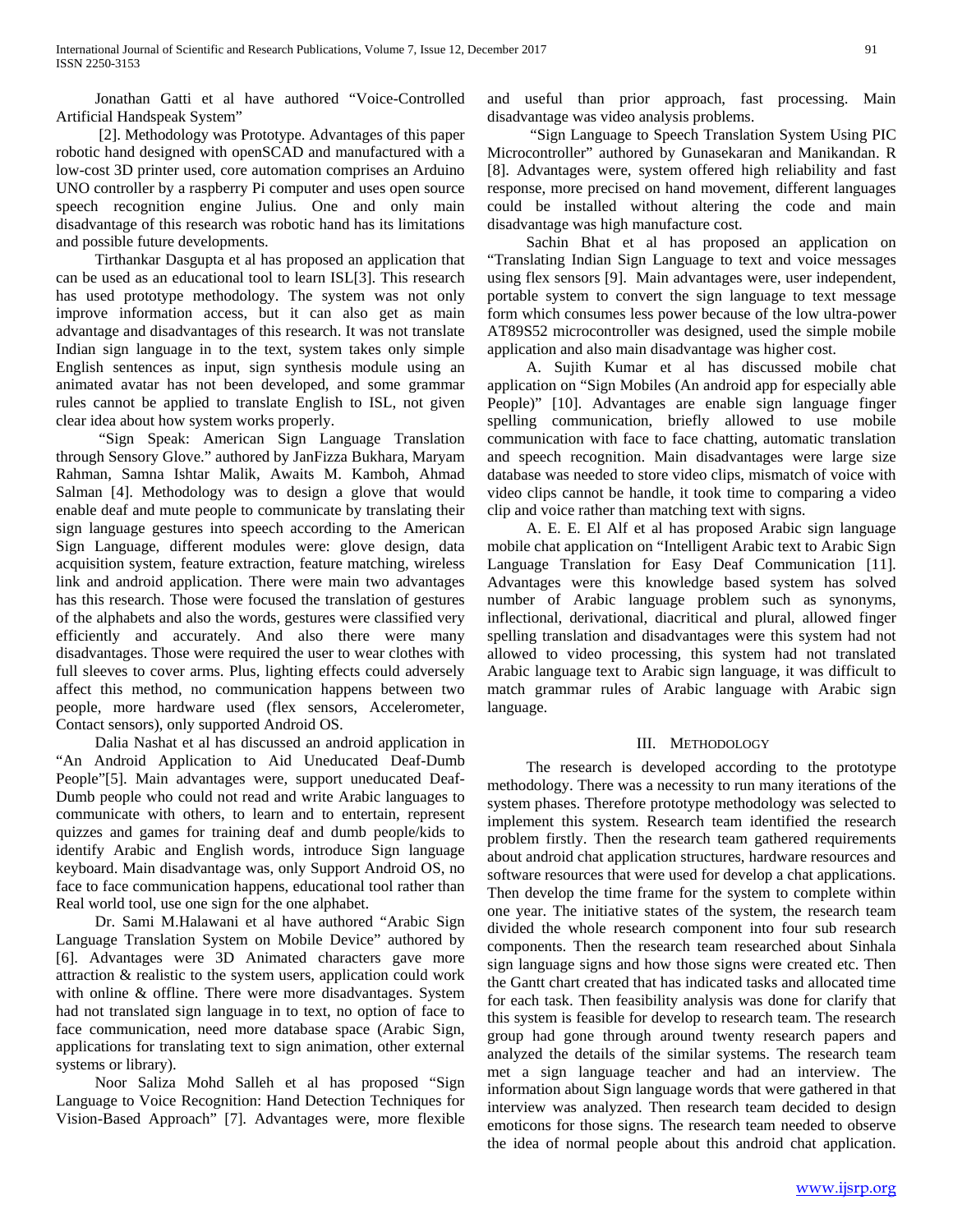Jonathan Gatti et al have authored "Voice-Controlled Artificial Handspeak System"

[2]. Methodology was Prototype. Advantages of this paper robotic hand designed with openSCAD and manufactured with a low-cost 3D printer used, core automation comprises an Arduino UNO controller by a raspberry Pi computer and uses open source speech recognition engine Julius. One and only main disadvantage of this research was robotic hand has its limitations and possible future developments.

Tirthankar Dasgupta et al has proposed an application that can be used as an educational tool to learn ISL[3]. This research has used prototype methodology. The system was not only improve information access, but it can also get as main advantage and disadvantages of this research. It was not translate Indian sign language in to the text, system takes only simple English sentences as input, sign synthesis module using an animated avatar has not been developed, and some grammar rules cannot be applied to translate English to ISL, not given clear idea about how system works properly.

"Sign Speak: American Sign Language Translation through Sensory Glove." authored by JanFizza Bukhara, Maryam Rahman, Samna Ishtar Malik, Awaits M. Kamboh, Ahmad Salman [4]. Methodology was to design a glove that would enable deaf and mute people to communicate by translating their sign language gestures into speech according to the American Sign Language, different modules were: glove design, data acquisition system, feature extraction, feature matching, wireless link and android application. There were main two advantages has this research. Those were focused the translation of gestures of the alphabets and also the words, gestures were classified very efficiently and accurately. And also there were many disadvantages. Those were required the user to wear clothes with full sleeves to cover arms. Plus, lighting effects could adversely affect this method, no communication happens between two people, more hardware used (flex sensors, Accelerometer, Contact sensors), only supported Android OS.

Dalia Nashat et al has discussed an android application in "An Android Application to Aid Uneducated Deaf-Dumb People"[5]. Main advantages were, support uneducated Deaf-Dumb people who could not read and write Arabic languages to communicate with others, to learn and to entertain, represent quizzes and games for training deaf and dumb people/kids to identify Arabic and English words, introduce Sign language keyboard. Main disadvantage was, only Support Android OS, no face to face communication happens, educational tool rather than Real world tool, use one sign for the one alphabet.

Dr. Sami M.Halawani et al have authored "Arabic Sign Language Translation System on Mobile Device" authored by [6]. Advantages were 3D Animated characters gave more attraction & realistic to the system users, application could work with online & offline. There were more disadvantages. System had not translated sign language in to text, no option of face to face communication, need more database space (Arabic Sign, applications for translating text to sign animation, other external systems or library).

Noor Saliza Mohd Salleh et al has proposed "Sign Language to Voice Recognition: Hand Detection Techniques for Vision-Based Approach" [7]. Advantages were, more flexible and useful than prior approach, fast processing. Main disadvantage was video analysis problems.

"Sign Language to Speech Translation System Using PIC Microcontroller" authored by Gunasekaran and Manikandan. R [8]. Advantages were, system offered high reliability and fast response, more precised on hand movement, different languages could be installed without altering the code and main disadvantage was high manufacture cost.

Sachin Bhat et al has proposed an application on "Translating Indian Sign Language to text and voice messages using flex sensors [9]. Main advantages were, user independent, portable system to convert the sign language to text message form which consumes less power because of the low ultra-power AT89S52 microcontroller was designed, used the simple mobile application and also main disadvantage was higher cost.

A. Sujith Kumar et al has discussed mobile chat application on "Sign Mobiles (An android app for especially able People)" [10]. Advantages are enable sign language finger spelling communication, briefly allowed to use mobile communication with face to face chatting, automatic translation and speech recognition. Main disadvantages were large size database was needed to store video clips, mismatch of voice with video clips cannot be handle, it took time to comparing a video clip and voice rather than matching text with signs.

A. E. E. El Alf et al has proposed Arabic sign language mobile chat application on "Intelligent Arabic text to Arabic Sign Language Translation for Easy Deaf Communication [11]. Advantages were this knowledge based system has solved number of Arabic language problem such as synonyms, inflectional, derivational, diacritical and plural, allowed finger spelling translation and disadvantages were this system had not allowed to video processing, this system had not translated Arabic language text to Arabic sign language, it was difficult to match grammar rules of Arabic language with Arabic sign language.

## III. Methodology

The research is developed according to the prototype methodology. There was a necessity to run many iterations of the system phases. Therefore prototype methodology was selected to implement this system. Research team identified the research problem firstly. Then the research team gathered requirements about android chat application structures, hardware resources and software resources that were used for develop a chat applications. Then develop the time frame for the system to complete within one year. The initiative states of the system, the research team divided the whole research component into four sub research components. Then the research team researched about Sinhala sign language signs and how those signs were created etc. Then the Gantt chart created that has indicated tasks and allocated time for each task. Then feasibility analysis was done for clarify that this system is feasible for develop to research team. The research group had gone through around twenty research papers and analyzed the details of the similar systems. The research team met a sign language teacher and had an interview. The information about Sign language words that were gathered in that interview was analyzed. Then research team decided to design emoticons for those signs. The research team needed to observe the idea of normal people about this android chat application.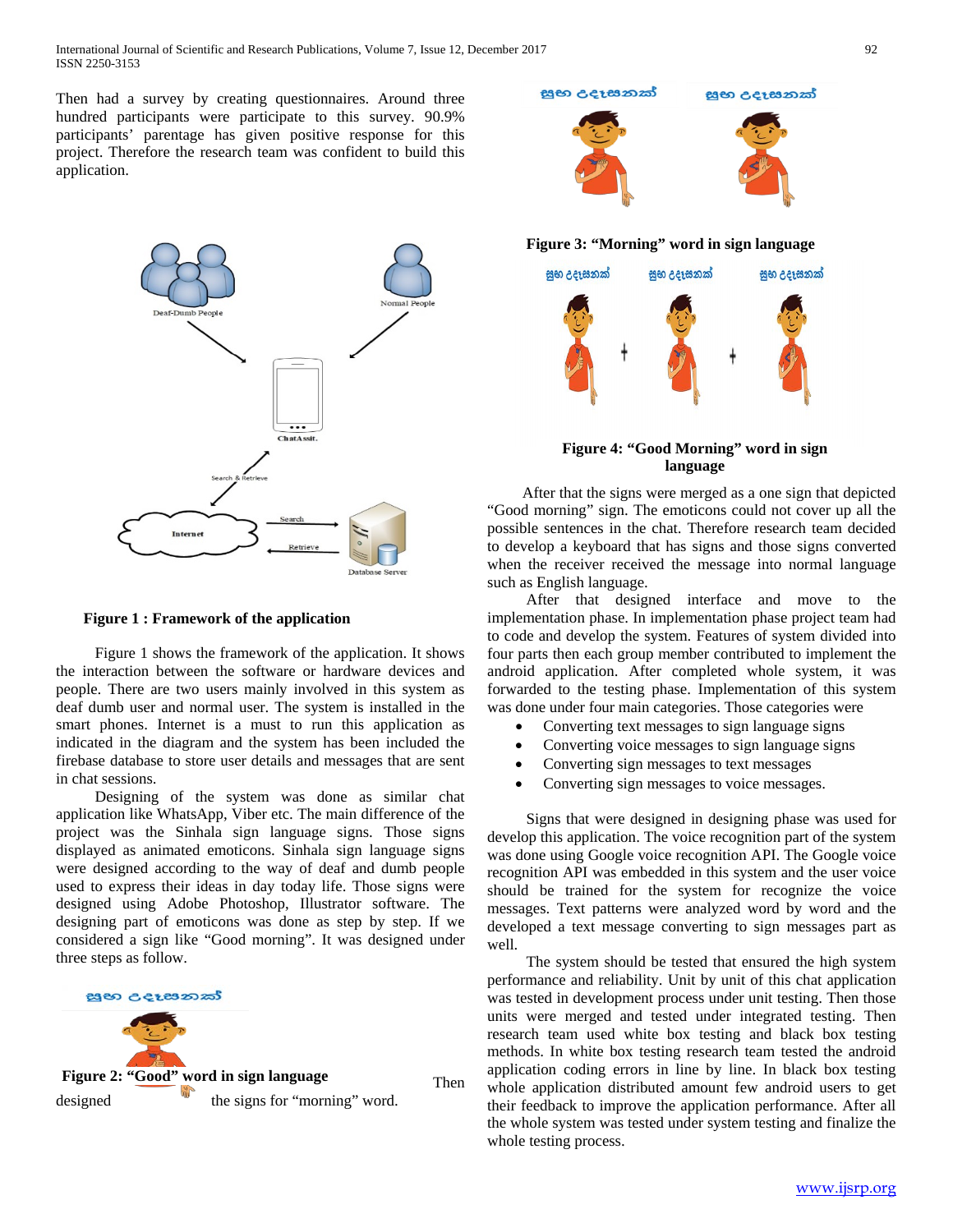Then had a survey by creating questionnaires. Around three hundred participants were participate to this survey. 90.9% participants' parentage has given positive response for this project. Therefore the research team was confident to build this application.

Figure 1 : Framework of the application

Figure 1 shows the framework of the application. It shows the interaction between the software or hardware devices and people. There are two users mainly involved in this system as deaf dumb user and normal user. The system is installed in the smart phones. Internet is a must to run this application as indicated in the diagram and the system has been included the firebase database to store user details and messages that are sent in chat sessions.

Designing of the system was done as similar chat application like WhatsApp, Viber etc. The main difference of the project was the Sinhala sign language signs. Those signs displayed as animated emoticons. Sinhala sign language signs were designed according to the way of deaf and dumb people used to express their ideas in day today life. Those signs were designed using Adobe Photoshop, Illustrator software. The designing part of emoticons was done as step by step. If we considered a sign like "Good morning". It was designed under three steps as follow.

Figure 2: "Good" word in sign language

Then designed the signs for "morning" word.

Figure 3: "Morning" word in sign language

Figure 4: "Good Morning" word in sign language

After that the signs were merged as a one sign that depicted "Good morning" sign. The emoticons could not cover up all the possible sentences in the chat. Therefore research team decided to develop a keyboard that has signs and those signs converted when the receiver received the message into normal language such as English language.

After that designed interface and move to the implementation phase. In implementation phase project team had to code and develop the system. Features of system divided into four parts then each group member contributed to implement the android application. After completed whole system, it was forwarded to the testing phase. Implementation of this system was done under four main categories. Those categories were

- Converting text messages to sign language signs
- Converting voice messages to sign language signs
- Converting sign messages to text messages
- Converting sign messages to voice messages.

Signs that were designed in designing phase was used for develop this application. The voice recognition part of the system was done using Google voice recognition API. The Google voice recognition API was embedded in this system and the user voice should be trained for the system for recognize the voice messages. Text patterns were analyzed word by word and the developed a text message converting to sign messages part as well.

The system should be tested that ensured the high system performance and reliability. Unit by unit of this chat application was tested in development process under unit testing. Then those units were merged and tested under integrated testing. Then research team used white box testing and black box testing methods. In white box testing research team tested the android application coding errors in line by line. In black box testing whole application distributed amount few users to get their feedback to improve the application performance. After all the whole system was tested under system testing and finalize the whole testing process.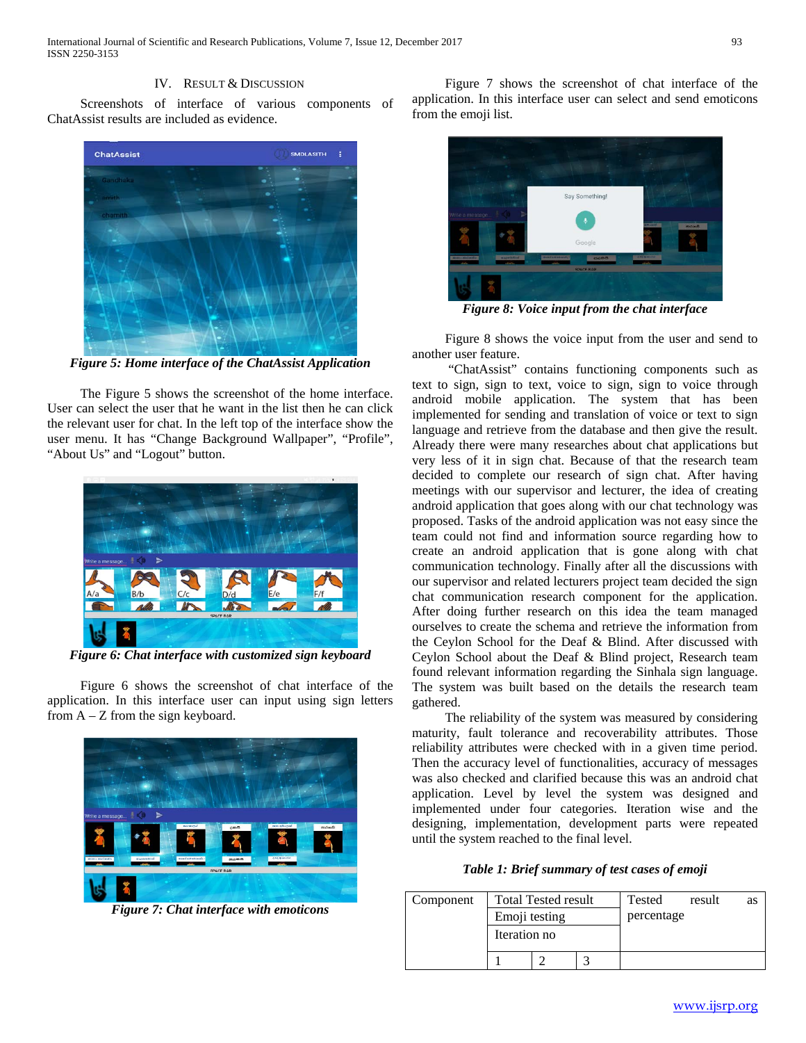## IV. RESULT & DISCUSSION

Screenshots of interface of various components of ChatAssist results are included as evidence.

*Figure 5: Home interface of the ChatAssist Application*

The Figure 5 shows the screenshot of the home interface. User can select the user that he want in the list then he can click the relevant user for chat. In the left top of the interface show the user menu. It has "Change Background Wallpaper", "Profile", "About Us" and "Logout" button.

*Figure 6: Chat interface with customized sign keyboard*

Figure 6 shows the screenshot of chat interface of the application. In this interface user can input using sign letters from A – Z from the sign keyboard.

*Figure 7: Chat interface with emoticons*

Figure 7 shows the screenshot of chat interface of the application. In this interface user can select and send emoticons from the emoji list.

*Figure 8: Voice input from the chat interface*

Figure 8 shows the voice input from the user and send to another user feature.

"ChatAssist" contains functioning components such as text to sign, sign to text, voice to sign, sign to voice through android mobile application. The system that has been implemented for sending and translation of voice or text to sign language and retrieve from the database and then give the result. Already there were many researches about chat applications but very less of it in sign chat. Because of that the research team decided to complete our research of sign chat. After having meetings with our supervisor and lecturer, the idea of creating android application that goes along with our chat technology was proposed. Tasks of the android application was not easy since the team could not find and information source regarding how to create an android application that is gone along with chat communication technology. Finally after all the discussions with our supervisor and related lecturers project team decided the sign chat communication research component for the application. After doing further research on this idea the team managed ourselves to create the schema and retrieve the information from the Ceylon School for the Deaf & Blind. After discussed with Ceylon School about the Deaf & Blind project, Research team found relevant information regarding the Sinhala sign language. The system was built based on the details the research team gathered.

The reliability of the system was measured by considering maturity, fault tolerance and recoverability attributes. Those reliability attributes were checked with in a given time period. Then the accuracy level of functionalities, accuracy of messages was also checked and clarified because this was an android chat application. Level by level the system was designed and implemented under four categories. Iteration wise and the designing, implementation, development parts were repeated until the system reached to the final level.

*Table 1: Brief summary of test cases of emoji*

| Component | Total Tested result | | | Tested result as percentage |
|---|---|---|---|---|
| | Emoji testing | | | |
| | Iteration no | | | |
| | 1 | 2 | 3 | |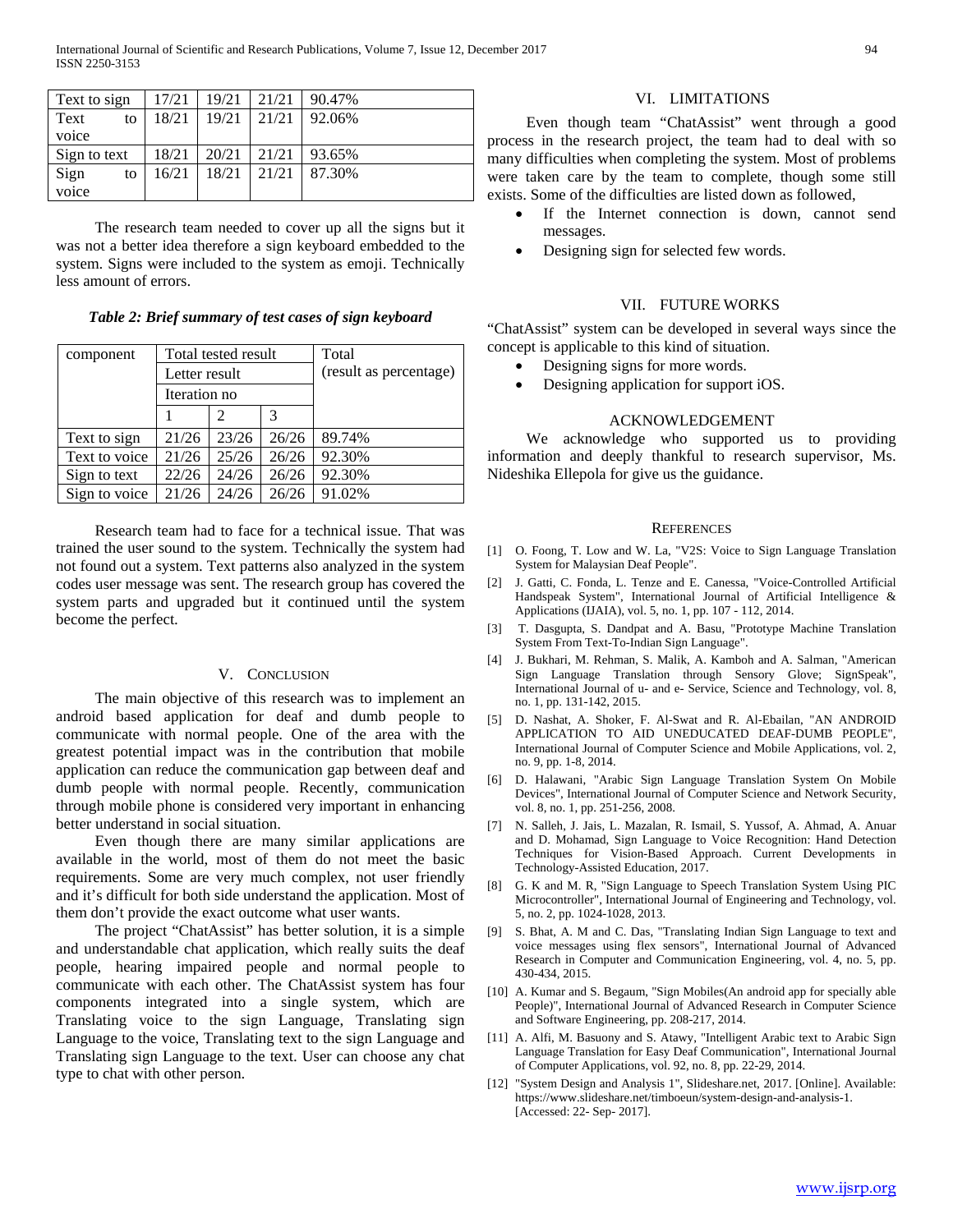| Text to sign | 17/21 | 19/21 | 21/21 | 90.47% |
|---|---|---|---|---|
| Text to voice | 18/21 | 19/21 | 21/21 | 92.06% |
| Sign to text | 18/21 | 20/21 | 21/21 | 93.65% |
| Sign to voice | 16/21 | 18/21 | 21/21 | 87.30% |

The research team needed to cover up all the signs but it was not a better idea therefore a sign keyboard embedded to the system. Signs were included to the system as emoji. Technically less amount of errors.

***Table 2: Brief summary of test cases of sign keyboard***

| component | Total tested result | | | Total (result as percentage) |
|---|---|---|---|---|
| | Letter result | | | |
| | Iteration no | | | |
| | 1 | 2 | 3 | |
| Text to sign | 21/26 | 23/26 | 26/26 | 89.74% |
| Text to voice | 21/26 | 25/26 | 26/26 | 92.30% |
| Sign to text | 22/26 | 24/26 | 26/26 | 92.30% |
| Sign to voice | 21/26 | 24/26 | 26/26 | 91.02% |

Research team had to face for a technical issue. That was trained the user sound to the system. Technically the system had not found out a system. Text patterns also analyzed in the system codes user message was sent. The research group has covered the system parts and upgraded but it continued until the system become the perfect.

## V. Conclusion

The main objective of this research was to implement an android based application for deaf and dumb people to communicate with normal people. One of the area with the greatest potential impact was in the contribution that mobile application can reduce the communication gap between deaf and dumb people with normal people. Recently, communication through mobile phone is considered very important in enhancing better understand in social situation.

Even though there are many similar applications are available in the world, most of them do not meet the basic requirements. Some are very much complex, not user friendly and it's difficult for both side understand the application. Most of them don't provide the exact outcome what user wants.

The project "ChatAssist" has better solution, it is a simple and understandable chat application, which really suits the deaf people, hearing impaired people and normal people to communicate with each other. The ChatAssist system has four components integrated into a single system, which are Translating voice to the sign Language, Translating sign Language to the voice, Translating text to the sign Language and Translating sign Language to the text. User can choose any chat type to chat with other person.

## VI. Limitations

Even though team "ChatAssist" went through a good process in the research project, the team had to deal with so many difficulties when completing the system. Most of problems were taken care by the team to complete, though some still exists. Some of the difficulties are listed down as followed,

- If the Internet connection is down, cannot send messages.
- Designing sign for selected few words.

## VII. Future Works

"ChatAssist" system can be developed in several ways since the concept is applicable to this kind of situation.

- Designing signs for more words.
- Designing application for support iOS.

## Acknowledgement

We acknowledge who supported us to providing information and deeply thankful to research supervisor, Ms. Nideshika Ellepola for give us the guidance.

## References

[1] O. Foong, T. Low and W. La, "V2S: Voice to Sign Language Translation System for Malaysian Deaf People".

[2] J. Gatti, C. Fonda, L. Tenze and E. Canessa, "Voice-Controlled Artificial Handspeak System", International Journal of Artificial Intelligence & Applications (IJAIA), vol. 5, no. 1, pp. 107 - 112, 2014.

[3] T. Dasgupta, S. Dandpat and A. Basu, "Prototype Machine Translation System From Text-To-Indian Sign Language".

[4] J. Bukhari, M. Rehman, S. Malik, A. Kamboh and A. Salman, "American Sign Language Translation through Sensory Glove; SignSpeak", International Journal of u- and e- Service, Science and Technology, vol. 8, no. 1, pp. 131-142, 2015.

[5] D. Nashat, A. Shoker, F. Al-Swat and R. Al-Ebailan, "AN ANDROID APPLICATION TO AID UNEDUCATED DEAF-DUMB PEOPLE", International Journal of Computer Science and Mobile Applications, vol. 2, no. 9, pp. 1-8, 2014.

[6] D. Halawani, "Arabic Sign Language Translation System On Mobile Devices", International Journal of Computer Science and Network Security, vol. 8, no. 1, pp. 251-256, 2008.

[7] N. Salleh, J. Jais, L. Mazalan, R. Ismail, S. Yussof, A. Ahmad, A. Anuar and D. Mohamad, Sign Language to Voice Recognition: Hand Detection Techniques for Vision-Based Approach. Current Developments in Technology-Assisted Education, 2017.

[8] G. K and M. R, "Sign Language to Speech Translation System Using PIC Microcontroller", International Journal of Engineering and Technology, vol. 5, no. 2, pp. 1024-1028, 2013.

[9] S. Bhat, A. M and C. Das, "Translating Indian Sign Language to text and voice messages using flex sensors", International Journal of Advanced Research in Computer and Communication Engineering, vol. 4, no. 5, pp. 430-434, 2015.

[10] A. Kumar and S. Begaum, "Sign Mobiles(An android app for specially able People)", International Journal of Advanced Research in Computer Science and Software Engineering, pp. 208-217, 2014.

[11] A. Alfi, M. Basuony and S. Atawy, "Intelligent Arabic text to Arabic Sign Language Translation for Easy Deaf Communication", International Journal of Computer Applications, vol. 92, no. 8, pp. 22-29, 2014.

[12] "System Design and Analysis 1", Slideshare.net, 2017. [Online]. Available: https://www.slideshare.net/timboeun/system-design-and-analysis-1. [Accessed: 22- Sep- 2017].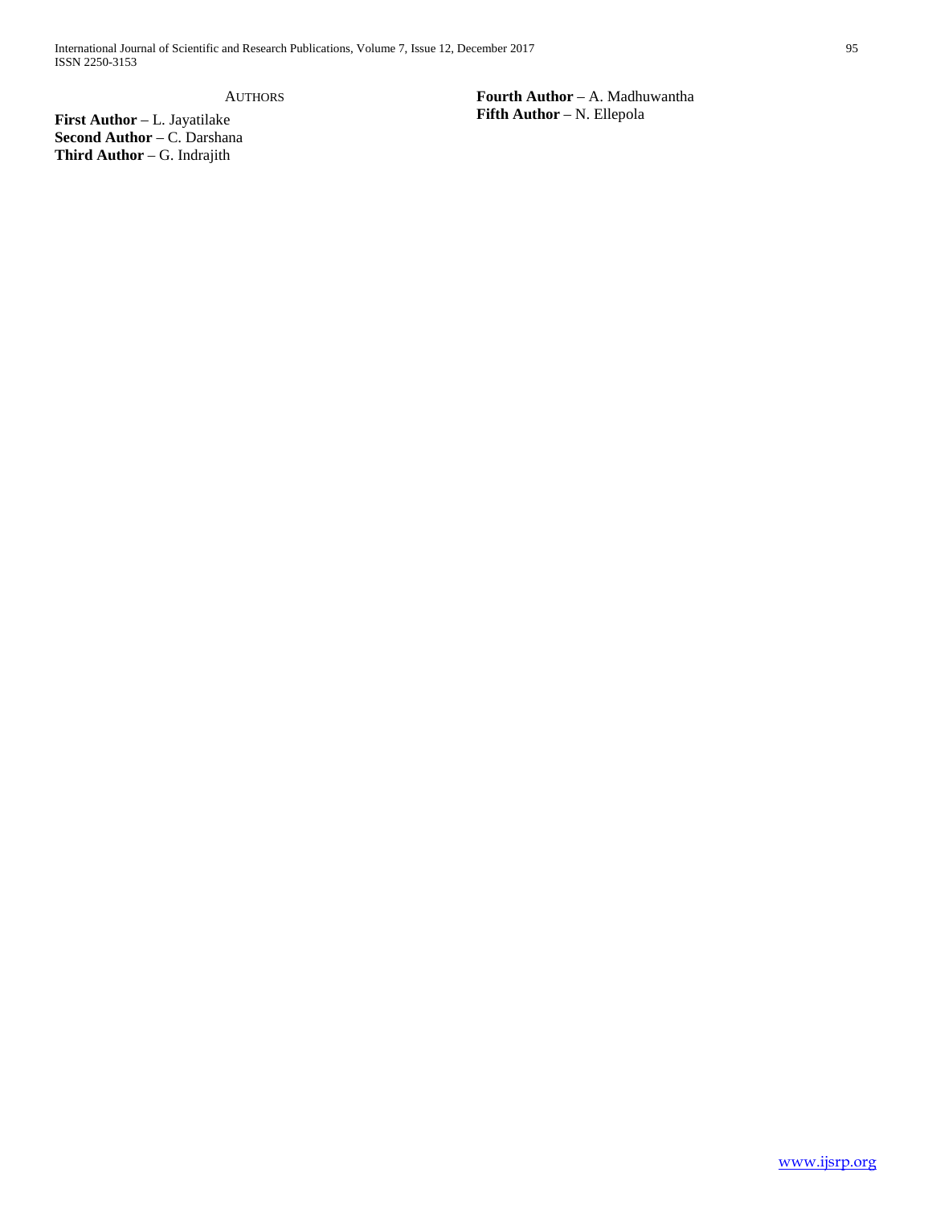## AUTHORS

**First Author** – L. Jayatilake
**Second Author** – C. Darshana
**Third Author** – G. Indrajith
**Fourth Author** – A. Madhuwantha
**Fifth Author** – N. Ellepola